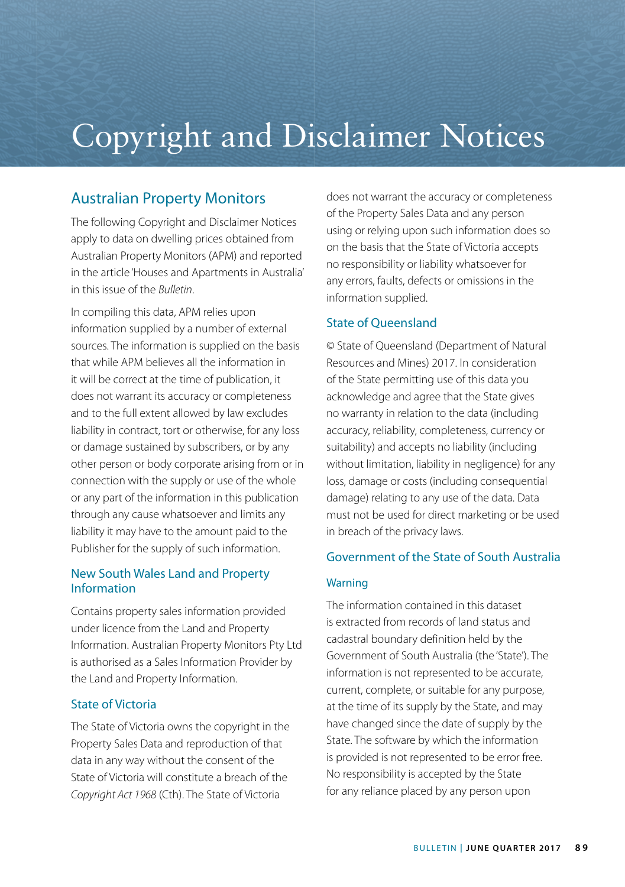# Copyright and Disclaimer Notices

## Australian Property Monitors

The following Copyright and Disclaimer Notices apply to data on dwelling prices obtained from Australian Property Monitors (APM) and reported in the article 'Houses and Apartments in Australia' in this issue of the *Bulletin*.

In compiling this data, APM relies upon information supplied by a number of external sources. The information is supplied on the basis that while APM believes all the information in it will be correct at the time of publication, it does not warrant its accuracy or completeness and to the full extent allowed by law excludes liability in contract, tort or otherwise, for any loss or damage sustained by subscribers, or by any other person or body corporate arising from or in connection with the supply or use of the whole or any part of the information in this publication through any cause whatsoever and limits any liability it may have to the amount paid to the Publisher for the supply of such information.

### New South Wales Land and Property Information

Contains property sales information provided under licence from the Land and Property Information. Australian Property Monitors Pty Ltd is authorised as a Sales Information Provider by the Land and Property Information.

### State of Victoria

The State of Victoria owns the copyright in the Property Sales Data and reproduction of that data in any way without the consent of the State of Victoria will constitute a breach of the *Copyright Act 1968* (Cth). The State of Victoria does not warrant the accuracy or completeness of the Property Sales Data and any person using or relying upon such information does so on the basis that the State of Victoria accepts no responsibility or liability whatsoever for any errors, faults, defects or omissions in the information supplied.

### State of Queensland

© State of Queensland (Department of Natural Resources and Mines) 2017. In consideration of the State permitting use of this data you acknowledge and agree that the State gives no warranty in relation to the data (including accuracy, reliability, completeness, currency or suitability) and accepts no liability (including without limitation, liability in negligence) for any loss, damage or costs (including consequential damage) relating to any use of the data. Data must not be used for direct marketing or be used in breach of the privacy laws.

### Government of the State of South Australia

#### Warning

The information contained in this dataset is extracted from records of land status and cadastral boundary definition held by the Government of South Australia (the 'State'). The information is not represented to be accurate, current, complete, or suitable for any purpose, at the time of its supply by the State, and may have changed since the date of supply by the State. The software by which the information is provided is not represented to be error free. No responsibility is accepted by the State for any reliance placed by any person upon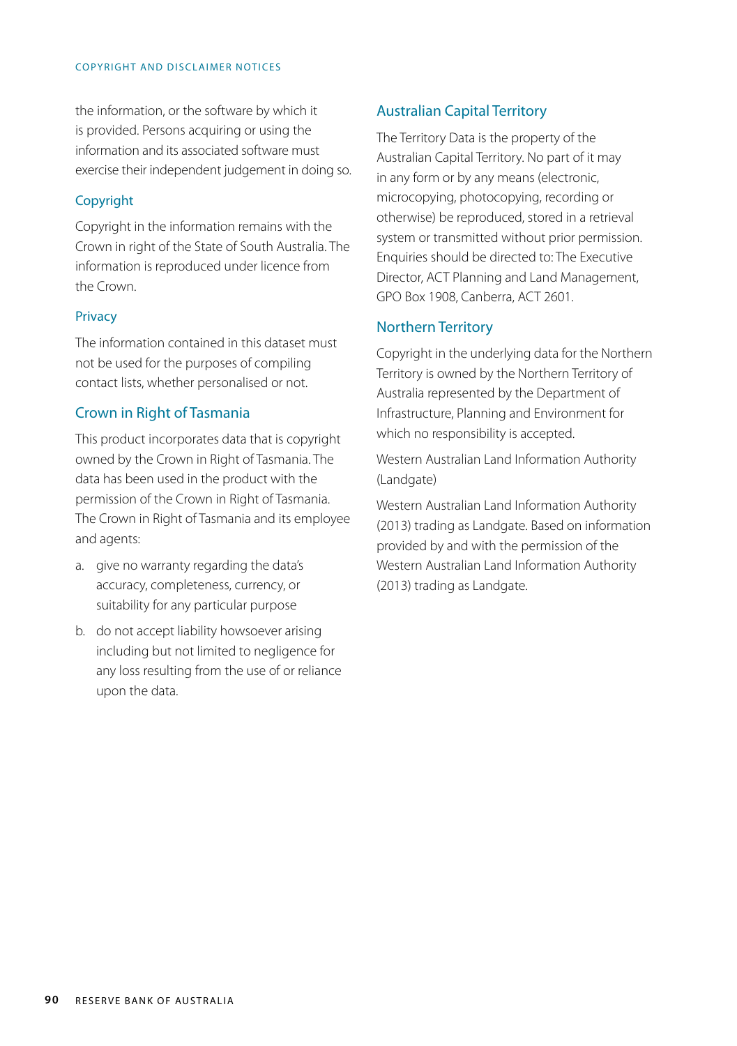the information, or the software by which it is provided. Persons acquiring or using the information and its associated software must exercise their independent judgement in doing so.

### Copyright

Copyright in the information remains with the Crown in right of the State of South Australia. The information is reproduced under licence from the Crown.

### Privacy

The information contained in this dataset must not be used for the purposes of compiling contact lists, whether personalised or not.

## Crown in Right of Tasmania

This product incorporates data that is copyright owned by the Crown in Right of Tasmania. The data has been used in the product with the permission of the Crown in Right of Tasmania. The Crown in Right of Tasmania and its employee and agents:

a. give no warranty regarding the data's accuracy, completeness, currency, or suitability for any particular purpose

b. do not accept liability howsoever arising including but not limited to negligence for any loss resulting from the use of or reliance upon the data.

## Australian Capital Territory

The Territory Data is the property of the Australian Capital Territory. No part of it may in any form or by any means (electronic, microcopying, photocopying, recording or otherwise) be reproduced, stored in a retrieval system or transmitted without prior permission. Enquiries should be directed to: The Executive Director, ACT Planning and Land Management, GPO Box 1908, Canberra, ACT 2601.

## Northern Territory

Copyright in the underlying data for the Northern Territory is owned by the Northern Territory of Australia represented by the Department of Infrastructure, Planning and Environment for which no responsibility is accepted.

Western Australian Land Information Authority (Landgate)

Western Australian Land Information Authority (2013) trading as Landgate. Based on information provided by and with the permission of the Western Australian Land Information Authority (2013) trading as Landgate.